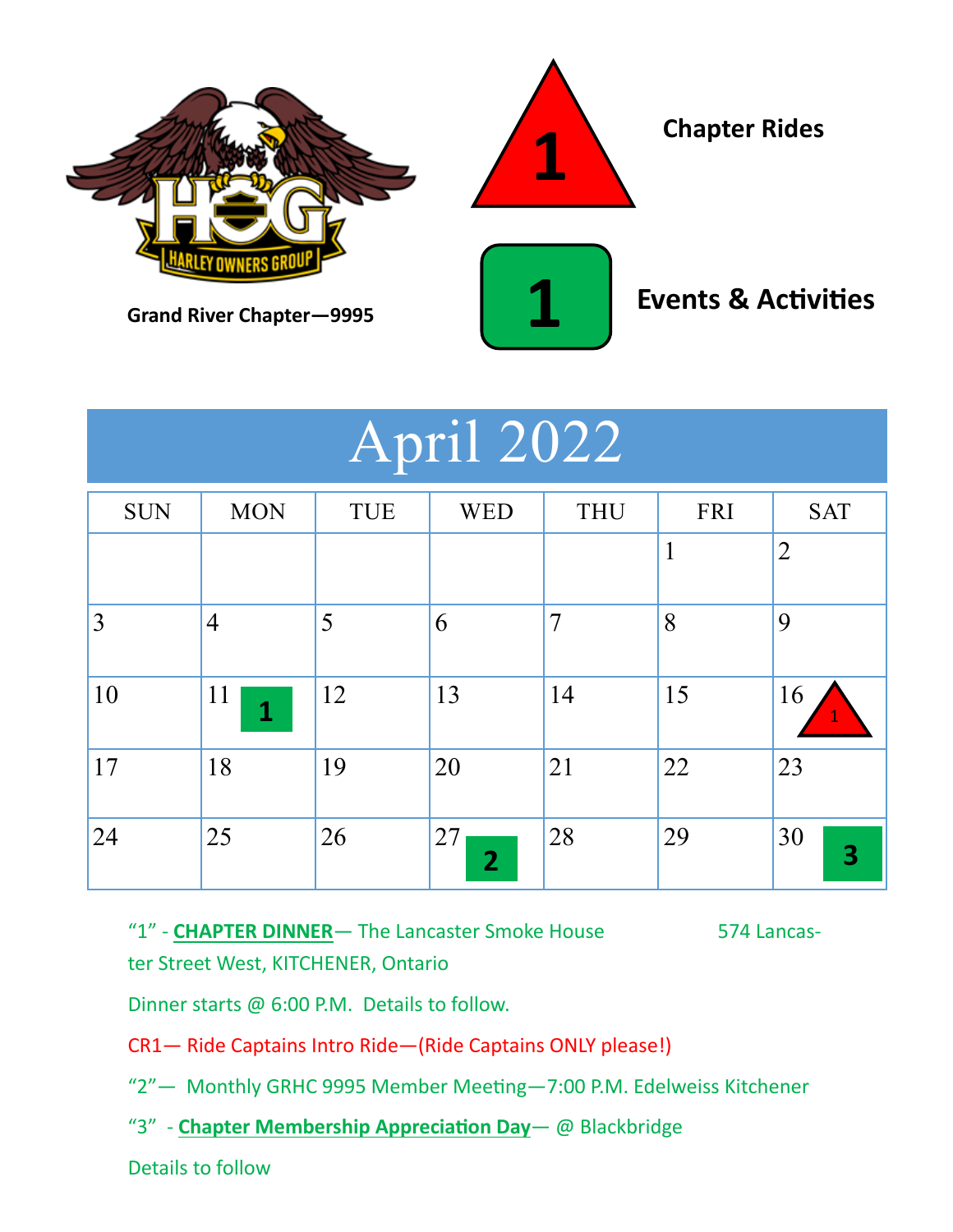Grand River Chapter—9995

**1** (red triangle) — **Chapter Rides**

**1** (green square) — **Events & Activities**

# April 2022

| SUN | MON | TUE | WED | THU | FRI | SAT |
|---|---|---|---|---|---|---|
| | | | | | 1 | 2 |
| 3 | 4 | 5 | 6 | 7 | 8 | 9 |
| 10 | 11 **1** | 12 | 13 | 14 | 15 | 16 ▲1 |
| 17 | 18 | 19 | 20 | 21 | 22 | 23 |
| 24 | 25 | 26 | 27 **2** | 28 | 29 | 30 **3** |

"1" - **CHAPTER DINNER**— The Lancaster Smoke House 574 Lancaster Street West, KITCHENER, Ontario

Dinner starts @ 6:00 P.M. Details to follow.

CR1— Ride Captains Intro Ride—(Ride Captains ONLY please!)

"2"— Monthly GRHC 9995 Member Meeting—7:00 P.M. Edelweiss Kitchener

"3" - **Chapter Membership Appreciation Day**— @ Blackbridge

Details to follow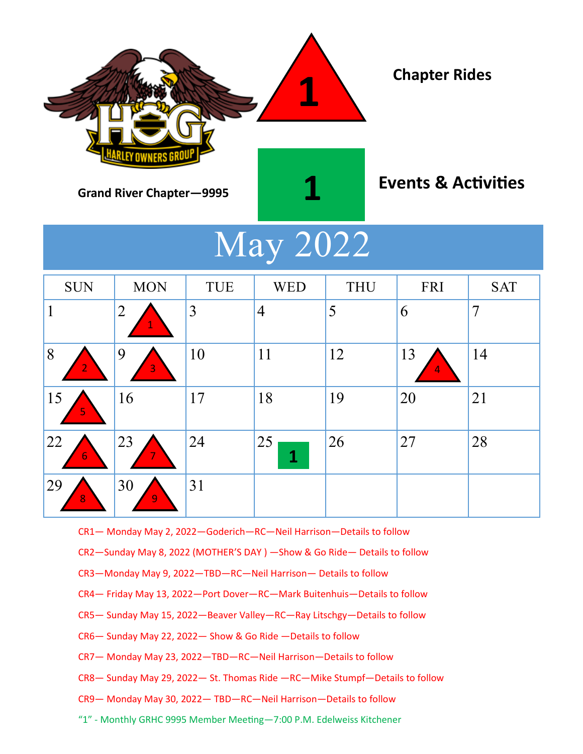Grand River Chapter—9995

1 Chapter Rides

1 Events & Activities

# May 2022

| SUN | MON | TUE | WED | THU | FRI | SAT |
|---|---|---|---|---|---|---|
| 1 | 2 CR 1 | 3 | 4 | 5 | 6 | 7 |
| 8 CR 2 | 9 CR 3 | 10 | 11 | 12 | 13 CR 4 | 14 |
| 15 CR 5 | 16 | 17 | 18 | 19 | 20 | 21 |
| 22 CR 6 | 23 CR 7 | 24 | 25 Event 1 | 26 | 27 | 28 |
| 29 CR 8 | 30 CR 9 | 31 | | | | |

CR1— Monday May 2, 2022—Goderich—RC—Neil Harrison—Details to follow

CR2—Sunday May 8, 2022 (MOTHER'S DAY ) —Show & Go Ride— Details to follow

CR3—Monday May 9, 2022—TBD—RC—Neil Harrison— Details to follow

CR4— Friday May 13, 2022—Port Dover—RC—Mark Buitenhuis—Details to follow

CR5— Sunday May 15, 2022—Beaver Valley—RC—Ray Litschgy—Details to follow

CR6— Sunday May 22, 2022— Show & Go Ride —Details to follow

CR7— Monday May 23, 2022—TBD—RC—Neil Harrison—Details to follow

CR8— Sunday May 29, 2022— St. Thomas Ride —RC—Mike Stumpf—Details to follow

CR9— Monday May 30, 2022— TBD—RC—Neil Harrison—Details to follow

"1" - Monthly GRHC 9995 Member Meeting—7:00 P.M. Edelweiss Kitchener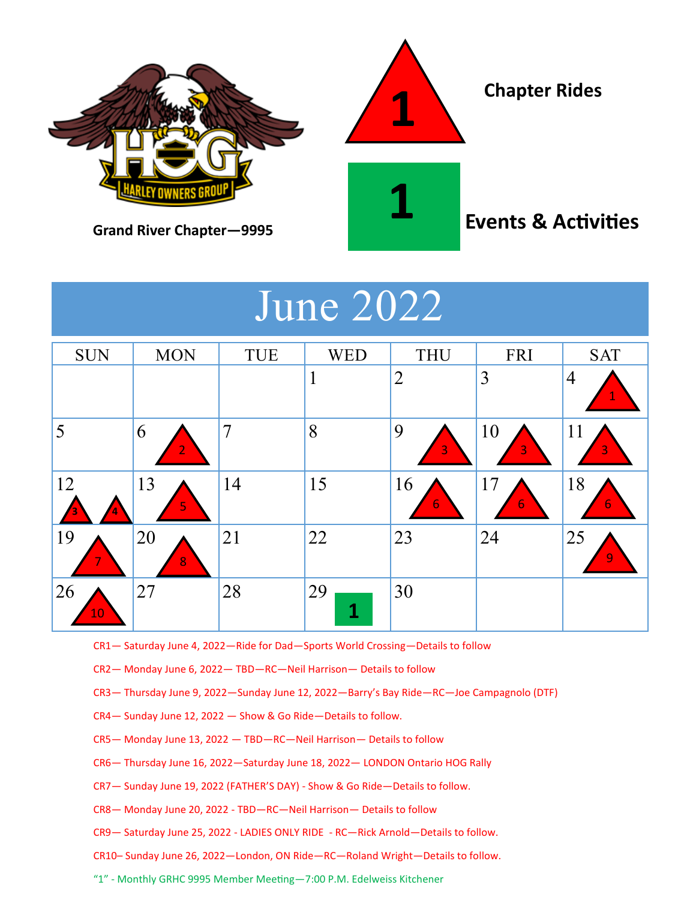Grand River Chapter—9995

**Chapter Rides** (red triangle)

**Events & Activities** (green square)

# June 2022

| SUN | MON | TUE | WED | THU | FRI | SAT |
|---|---|---|---|---|---|---|
| | | | 1 | 2 | 3 | 4 CR1 |
| 5 | 6 CR2 | 7 | 8 | 9 CR3 | 10 CR3 | 11 CR3 |
| 12 CR3 CR4 | 13 CR5 | 14 | 15 | 16 CR6 | 17 CR6 | 18 CR6 |
| 19 CR7 | 20 CR8 | 21 | 22 | 23 | 24 | 25 CR9 |
| 26 CR10 | 27 | 28 | 29 Event 1 | 30 | | |

CR1— Saturday June 4, 2022—Ride for Dad—Sports World Crossing—Details to follow

CR2— Monday June 6, 2022— TBD—RC—Neil Harrison— Details to follow

CR3— Thursday June 9, 2022—Sunday June 12, 2022—Barry's Bay Ride—RC—Joe Campagnolo (DTF)

CR4— Sunday June 12, 2022 — Show & Go Ride—Details to follow.

CR5— Monday June 13, 2022 — TBD—RC—Neil Harrison— Details to follow

CR6— Thursday June 16, 2022—Saturday June 18, 2022— LONDON Ontario HOG Rally

CR7— Sunday June 19, 2022 (FATHER'S DAY) - Show & Go Ride—Details to follow.

CR8— Monday June 20, 2022 - TBD—RC—Neil Harrison— Details to follow

CR9— Saturday June 25, 2022 - LADIES ONLY RIDE - RC—Rick Arnold—Details to follow.

CR10– Sunday June 26, 2022—London, ON Ride—RC—Roland Wright—Details to follow.

"1" - Monthly GRHC 9995 Member Meeting—7:00 P.M. Edelweiss Kitchener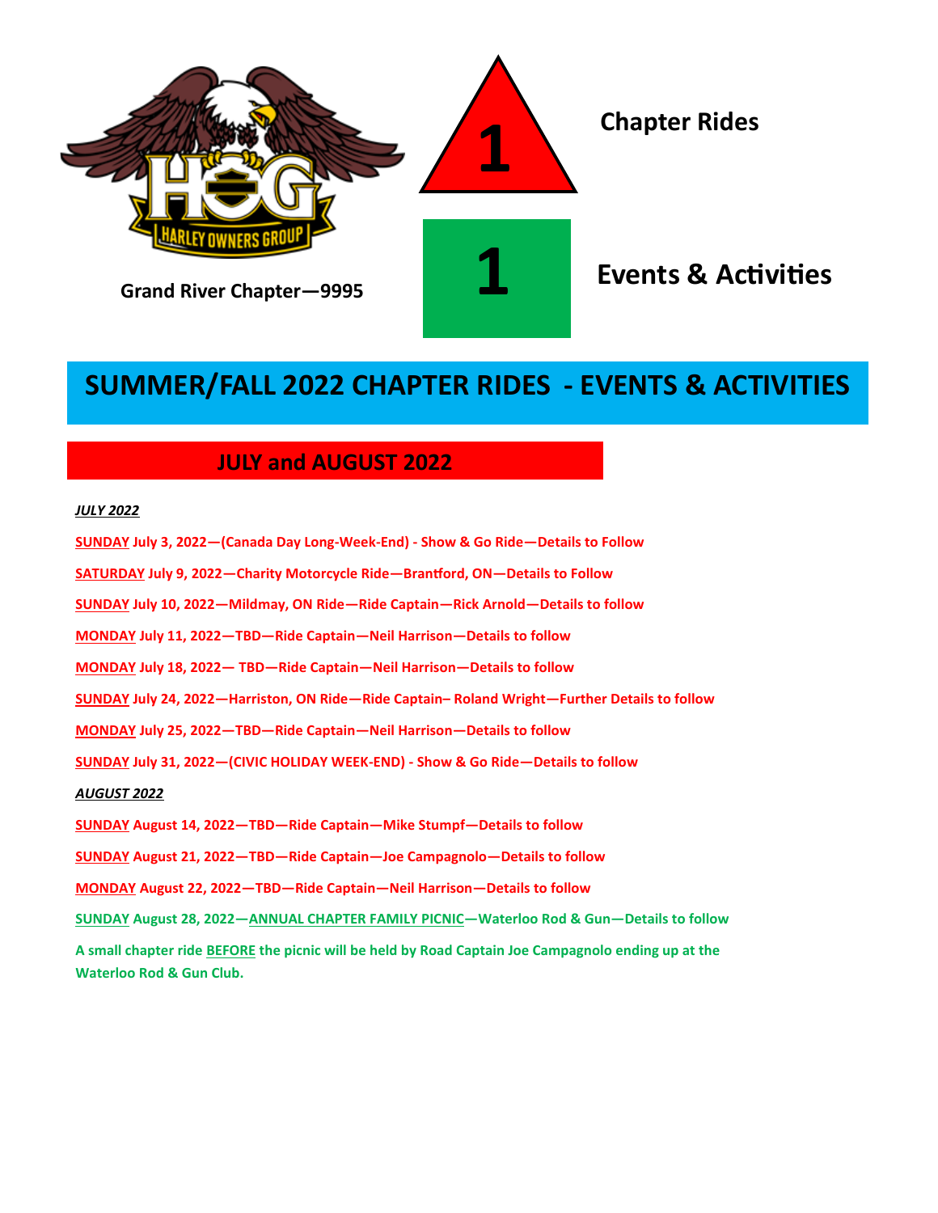Grand River Chapter—9995

1 Chapter Rides

1 Events & Activities

# SUMMER/FALL 2022 CHAPTER RIDES - EVENTS & ACTIVITIES

## JULY and AUGUST 2022

***JULY 2022***

**SUNDAY July 3, 2022—(Canada Day Long-Week-End) - Show & Go Ride—Details to Follow**

**SATURDAY July 9, 2022—Charity Motorcycle Ride—Brantford, ON—Details to Follow**

**SUNDAY July 10, 2022—Mildmay, ON Ride—Ride Captain—Rick Arnold—Details to follow**

**MONDAY July 11, 2022—TBD—Ride Captain—Neil Harrison—Details to follow**

**MONDAY July 18, 2022— TBD—Ride Captain—Neil Harrison—Details to follow**

**SUNDAY July 24, 2022—Harriston, ON Ride—Ride Captain– Roland Wright—Further Details to follow**

**MONDAY July 25, 2022—TBD—Ride Captain—Neil Harrison—Details to follow**

**SUNDAY July 31, 2022—(CIVIC HOLIDAY WEEK-END) - Show & Go Ride—Details to follow**

***AUGUST 2022***

**SUNDAY August 14, 2022—TBD—Ride Captain—Mike Stumpf—Details to follow**

**SUNDAY August 21, 2022—TBD—Ride Captain—Joe Campagnolo—Details to follow**

**MONDAY August 22, 2022—TBD—Ride Captain—Neil Harrison—Details to follow**

**SUNDAY August 28, 2022—ANNUAL CHAPTER FAMILY PICNIC—Waterloo Rod & Gun—Details to follow**

**A small chapter ride BEFORE the picnic will be held by Road Captain Joe Campagnolo ending up at the Waterloo Rod & Gun Club.**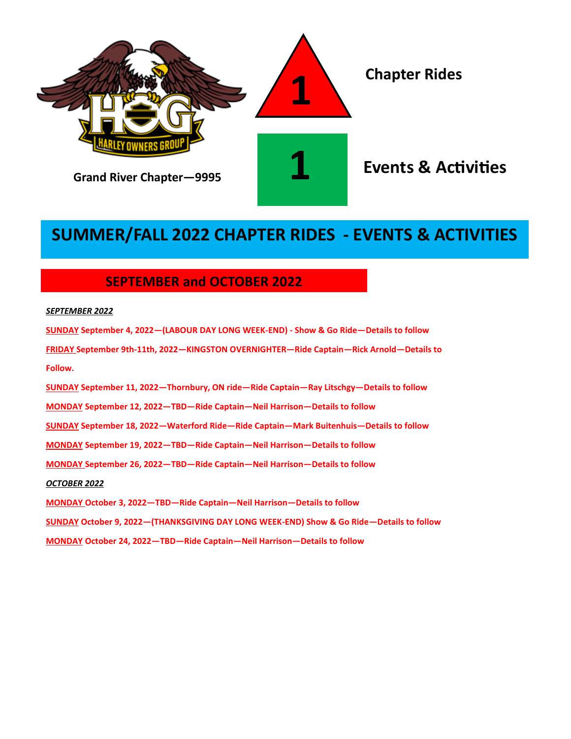Grand River Chapter—9995

1 Chapter Rides

1 Events & Activities

# SUMMER/FALL 2022 CHAPTER RIDES - EVENTS & ACTIVITIES

## SEPTEMBER and OCTOBER 2022

***SEPTEMBER 2022***

**SUNDAY September 4, 2022—(LABOUR DAY LONG WEEK-END) - Show & Go Ride—Details to follow**

**FRIDAY September 9th-11th, 2022—KINGSTON OVERNIGHTER—Ride Captain—Rick Arnold—Details to Follow.**

**SUNDAY September 11, 2022—Thornbury, ON ride—Ride Captain—Ray Litschgy—Details to follow**

**MONDAY September 12, 2022—TBD—Ride Captain—Neil Harrison—Details to follow**

**SUNDAY September 18, 2022—Waterford Ride—Ride Captain—Mark Buitenhuis—Details to follow**

**MONDAY September 19, 2022—TBD—Ride Captain—Neil Harrison—Details to follow**

**MONDAY September 26, 2022—TBD—Ride Captain—Neil Harrison—Details to follow**

***OCTOBER 2022***

**MONDAY October 3, 2022—TBD—Ride Captain—Neil Harrison—Details to follow**

**SUNDAY October 9, 2022—(THANKSGIVING DAY LONG WEEK-END) Show & Go Ride—Details to follow**

**MONDAY October 24, 2022—TBD—Ride Captain—Neil Harrison—Details to follow**